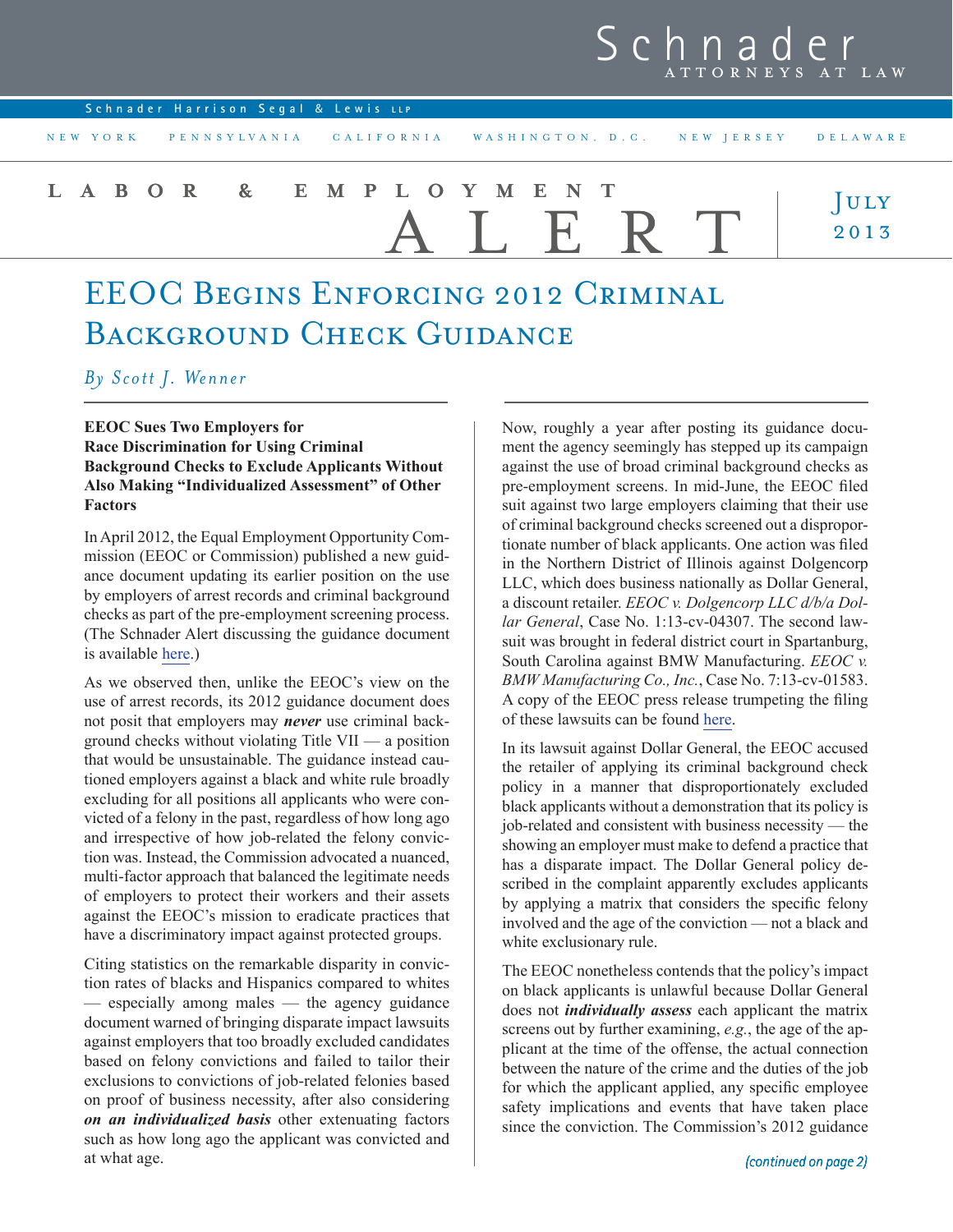# Schnader

ATTORNEYS AT LAW

Schnader Harrison Segal & Lewis LLP

NEW YORK PENNSYLVANIA CALIFORNIA WASHINGTON, D.C. NEW JERSEY DELAWARE

LABOR & EMPLOYMENT ALERT

JULY 2013

# EEOC Begins Enforcing 2012 Criminal Background Check Guidance

*By Scott J. Wenner*

**EEOC Sues Two Employers for Race Discrimination for Using Criminal Background Checks to Exclude Applicants Without Also Making "Individualized Assessment" of Other Factors**

In April 2012, the Equal Employment Opportunity Commission (EEOC or Commission) published a new guidance document updating its earlier position on the use by employers of arrest records and criminal background checks as part of the pre-employment screening process. (The Schnader Alert discussing the guidance document is available here.)

As we observed then, unlike the EEOC's view on the use of arrest records, its 2012 guidance document does not posit that employers may ***never*** use criminal background checks without violating Title VII — a position that would be unsustainable. The guidance instead cautioned employers against a black and white rule broadly excluding for all positions all applicants who were convicted of a felony in the past, regardless of how long ago and irrespective of how job-related the felony conviction was. Instead, the Commission advocated a nuanced, multi-factor approach that balanced the legitimate needs of employers to protect their workers and their assets against the EEOC's mission to eradicate practices that have a discriminatory impact against protected groups.

Citing statistics on the remarkable disparity in conviction rates of blacks and Hispanics compared to whites — especially among males — the agency guidance document warned of bringing disparate impact lawsuits against employers that too broadly excluded candidates based on felony convictions and failed to tailor their exclusions to convictions of job-related felonies based on proof of business necessity, after also considering ***on an individualized basis*** other extenuating factors such as how long ago the applicant was convicted and at what age.

Now, roughly a year after posting its guidance document the agency seemingly has stepped up its campaign against the use of broad criminal background checks as pre-employment screens. In mid-June, the EEOC filed suit against two large employers claiming that their use of criminal background checks screened out a disproportionate number of black applicants. One action was filed in the Northern District of Illinois against Dolgencorp LLC, which does business nationally as Dollar General, a discount retailer. *EEOC v. Dolgencorp LLC d/b/a Dollar General*, Case No. 1:13-cv-04307. The second lawsuit was brought in federal district court in Spartanburg, South Carolina against BMW Manufacturing. *EEOC v. BMW Manufacturing Co., Inc.*, Case No. 7:13-cv-01583. A copy of the EEOC press release trumpeting the filing of these lawsuits can be found here.

In its lawsuit against Dollar General, the EEOC accused the retailer of applying its criminal background check policy in a manner that disproportionately excluded black applicants without a demonstration that its policy is job-related and consistent with business necessity — the showing an employer must make to defend a practice that has a disparate impact. The Dollar General policy described in the complaint apparently excludes applicants by applying a matrix that considers the specific felony involved and the age of the conviction — not a black and white exclusionary rule.

The EEOC nonetheless contends that the policy's impact on black applicants is unlawful because Dollar General does not ***individually assess*** each applicant the matrix screens out by further examining, *e.g.*, the age of the applicant at the time of the offense, the actual connection between the nature of the crime and the duties of the job for which the applicant applied, any specific employee safety implications and events that have taken place since the conviction. The Commission's 2012 guidance

*(continued on page 2)*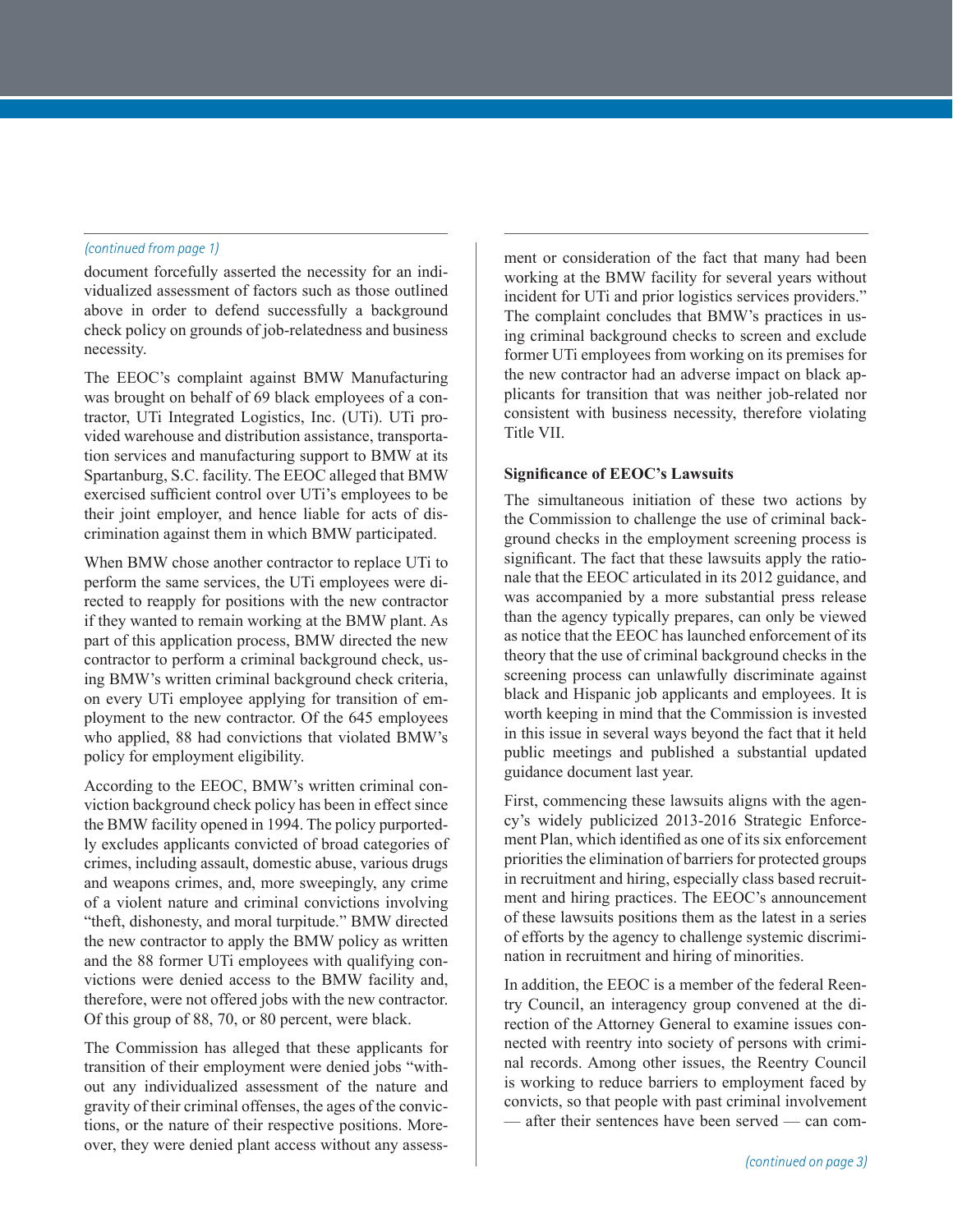*(continued from page 1)*

document forcefully asserted the necessity for an individualized assessment of factors such as those outlined above in order to defend successfully a background check policy on grounds of job-relatedness and business necessity.

The EEOC's complaint against BMW Manufacturing was brought on behalf of 69 black employees of a contractor, UTi Integrated Logistics, Inc. (UTi). UTi provided warehouse and distribution assistance, transportation services and manufacturing support to BMW at its Spartanburg, S.C. facility. The EEOC alleged that BMW exercised sufficient control over UTi's employees to be their joint employer, and hence liable for acts of discrimination against them in which BMW participated.

When BMW chose another contractor to replace UTi to perform the same services, the UTi employees were directed to reapply for positions with the new contractor if they wanted to remain working at the BMW plant. As part of this application process, BMW directed the new contractor to perform a criminal background check, using BMW's written criminal background check criteria, on every UTi employee applying for transition of employment to the new contractor. Of the 645 employees who applied, 88 had convictions that violated BMW's policy for employment eligibility.

According to the EEOC, BMW's written criminal conviction background check policy has been in effect since the BMW facility opened in 1994. The policy purportedly excludes applicants convicted of broad categories of crimes, including assault, domestic abuse, various drugs and weapons crimes, and, more sweepingly, any crime of a violent nature and criminal convictions involving "theft, dishonesty, and moral turpitude." BMW directed the new contractor to apply the BMW policy as written and the 88 former UTi employees with qualifying convictions were denied access to the BMW facility and, therefore, were not offered jobs with the new contractor. Of this group of 88, 70, or 80 percent, were black.

The Commission has alleged that these applicants for transition of their employment were denied jobs "without any individualized assessment of the nature and gravity of their criminal offenses, the ages of the convictions, or the nature of their respective positions. Moreover, they were denied plant access without any assessment or consideration of the fact that many had been working at the BMW facility for several years without incident for UTi and prior logistics services providers." The complaint concludes that BMW's practices in using criminal background checks to screen and exclude former UTi employees from working on its premises for the new contractor had an adverse impact on black applicants for transition that was neither job-related nor consistent with business necessity, therefore violating Title VII.

**Significance of EEOC's Lawsuits**

The simultaneous initiation of these two actions by the Commission to challenge the use of criminal background checks in the employment screening process is significant. The fact that these lawsuits apply the rationale that the EEOC articulated in its 2012 guidance, and was accompanied by a more substantial press release than the agency typically prepares, can only be viewed as notice that the EEOC has launched enforcement of its theory that the use of criminal background checks in the screening process can unlawfully discriminate against black and Hispanic job applicants and employees. It is worth keeping in mind that the Commission is invested in this issue in several ways beyond the fact that it held public meetings and published a substantial updated guidance document last year.

First, commencing these lawsuits aligns with the agency's widely publicized 2013-2016 Strategic Enforcement Plan, which identified as one of its six enforcement priorities the elimination of barriers for protected groups in recruitment and hiring, especially class based recruitment and hiring practices. The EEOC's announcement of these lawsuits positions them as the latest in a series of efforts by the agency to challenge systemic discrimination in recruitment and hiring of minorities.

In addition, the EEOC is a member of the federal Reentry Council, an interagency group convened at the direction of the Attorney General to examine issues connected with reentry into society of persons with criminal records. Among other issues, the Reentry Council is working to reduce barriers to employment faced by convicts, so that people with past criminal involvement — after their sentences have been served — can com-

*(continued on page 3)*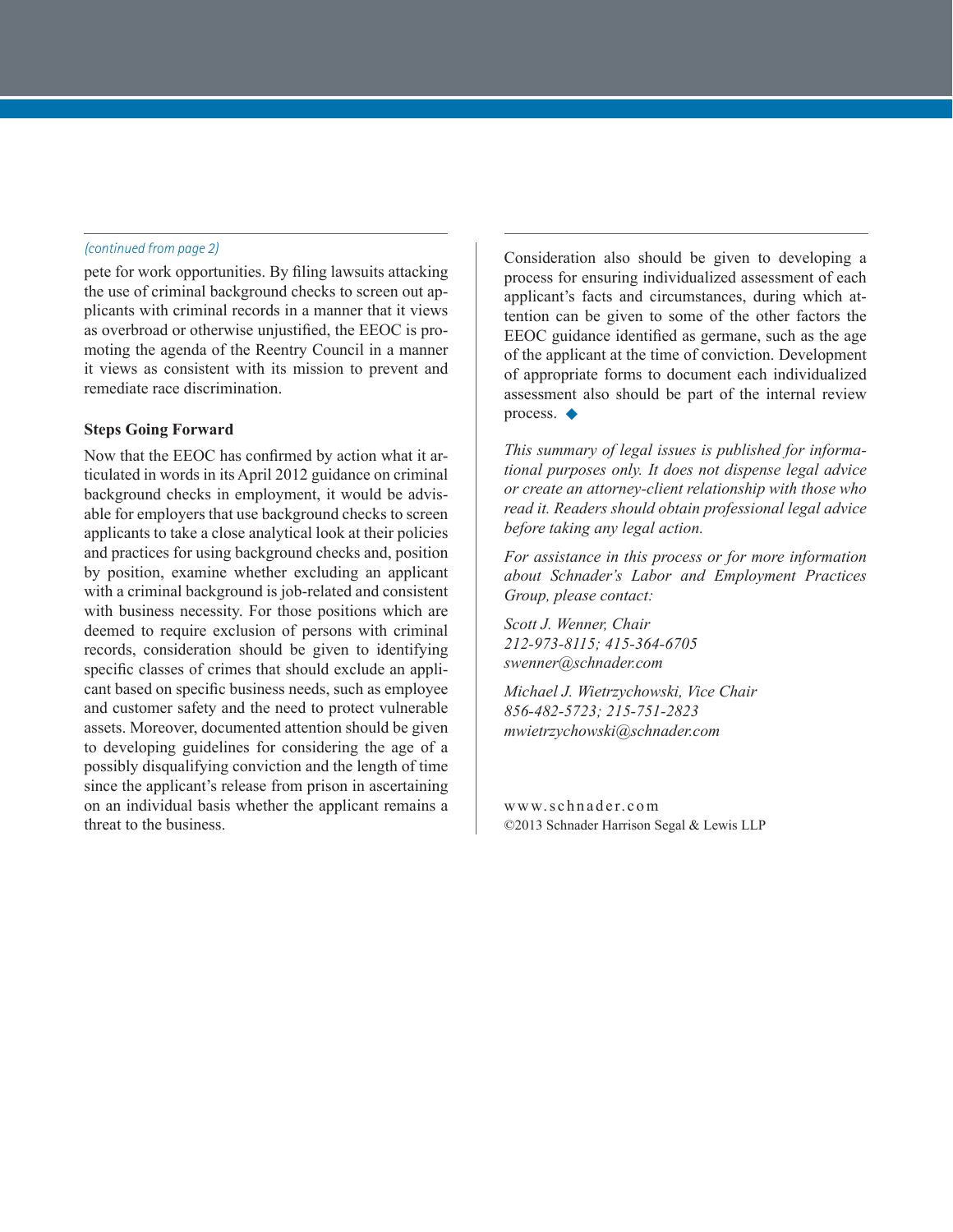*(continued from page 2)*

pete for work opportunities. By filing lawsuits attacking the use of criminal background checks to screen out applicants with criminal records in a manner that it views as overbroad or otherwise unjustified, the EEOC is promoting the agenda of the Reentry Council in a manner it views as consistent with its mission to prevent and remediate race discrimination.

**Steps Going Forward**

Now that the EEOC has confirmed by action what it articulated in words in its April 2012 guidance on criminal background checks in employment, it would be advisable for employers that use background checks to screen applicants to take a close analytical look at their policies and practices for using background checks and, position by position, examine whether excluding an applicant with a criminal background is job-related and consistent with business necessity. For those positions which are deemed to require exclusion of persons with criminal records, consideration should be given to identifying specific classes of crimes that should exclude an applicant based on specific business needs, such as employee and customer safety and the need to protect vulnerable assets. Moreover, documented attention should be given to developing guidelines for considering the age of a possibly disqualifying conviction and the length of time since the applicant's release from prison in ascertaining on an individual basis whether the applicant remains a threat to the business.

Consideration also should be given to developing a process for ensuring individualized assessment of each applicant's facts and circumstances, during which attention can be given to some of the other factors the EEOC guidance identified as germane, such as the age of the applicant at the time of conviction. Development of appropriate forms to document each individualized assessment also should be part of the internal review process. ◆

*This summary of legal issues is published for informational purposes only. It does not dispense legal advice or create an attorney-client relationship with those who read it. Readers should obtain professional legal advice before taking any legal action.*

*For assistance in this process or for more information about Schnader's Labor and Employment Practices Group, please contact:*

*Scott J. Wenner, Chair*
*212-973-8115; 415-364-6705*
*swenner@schnader.com*

*Michael J. Wietrzychowski, Vice Chair*
*856-482-5723; 215-751-2823*
*mwietrzychowski@schnader.com*

www.schnader.com
©2013 Schnader Harrison Segal & Lewis LLP